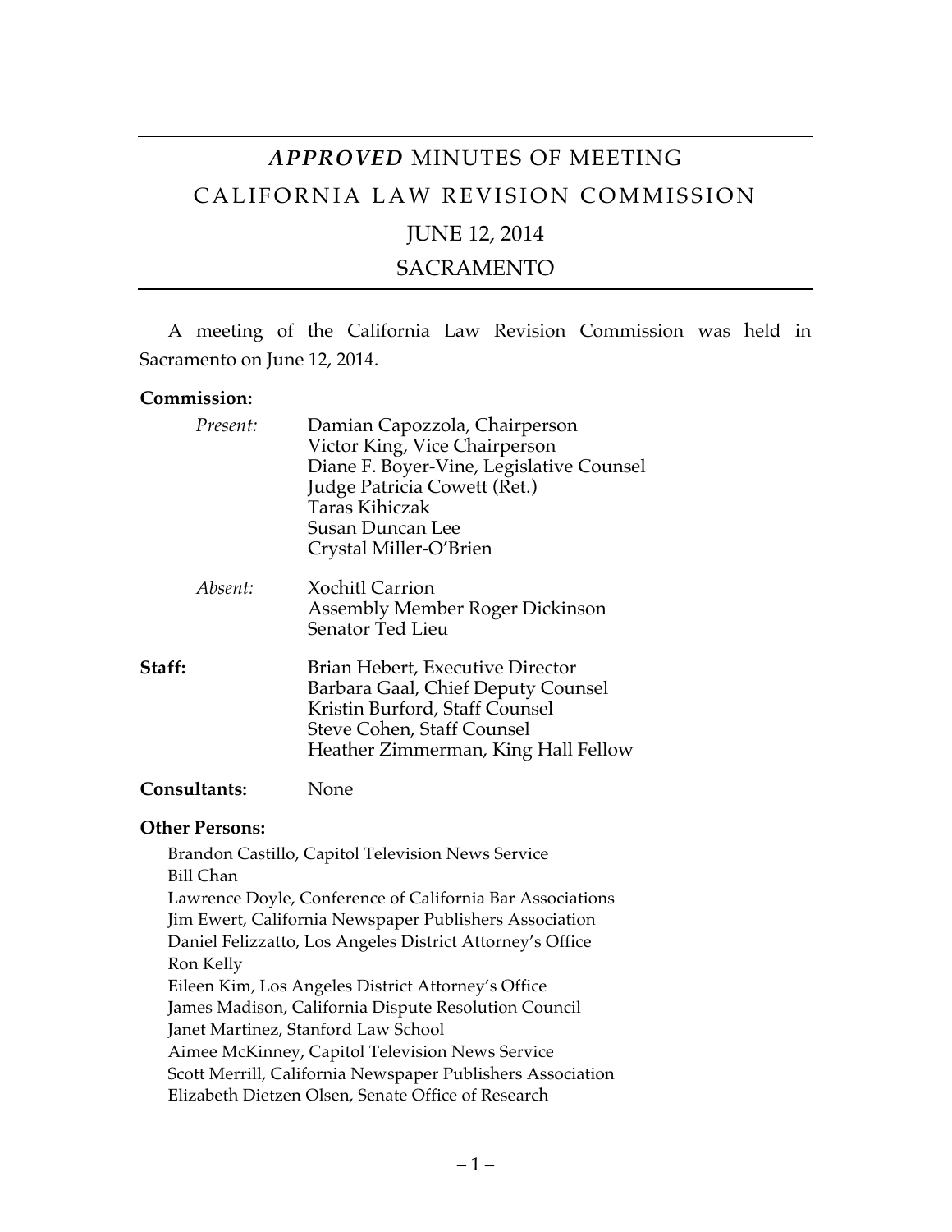# *APPROVED* MINUTES OF MEETING

# CALIFORNIA LAW REVISION COMMISSION

## JUNE 12, 2014

## SACRAMENTO

A meeting of the California Law Revision Commission was held in Sacramento on June 12, 2014.

**Commission:**

*Present:*
Damian Capozzola, Chairperson
Victor King, Vice Chairperson
Diane F. Boyer-Vine, Legislative Counsel
Judge Patricia Cowett (Ret.)
Taras Kihiczak
Susan Duncan Lee
Crystal Miller-O'Brien

*Absent:*
Xochitl Carrion
Assembly Member Roger Dickinson
Senator Ted Lieu

**Staff:**
Brian Hebert, Executive Director
Barbara Gaal, Chief Deputy Counsel
Kristin Burford, Staff Counsel
Steve Cohen, Staff Counsel
Heather Zimmerman, King Hall Fellow

**Consultants:** None

**Other Persons:**

Brandon Castillo, Capitol Television News Service
Bill Chan
Lawrence Doyle, Conference of California Bar Associations
Jim Ewert, California Newspaper Publishers Association
Daniel Felizzatto, Los Angeles District Attorney's Office
Ron Kelly
Eileen Kim, Los Angeles District Attorney's Office
James Madison, California Dispute Resolution Council
Janet Martinez, Stanford Law School
Aimee McKinney, Capitol Television News Service
Scott Merrill, California Newspaper Publishers Association
Elizabeth Dietzen Olsen, Senate Office of Research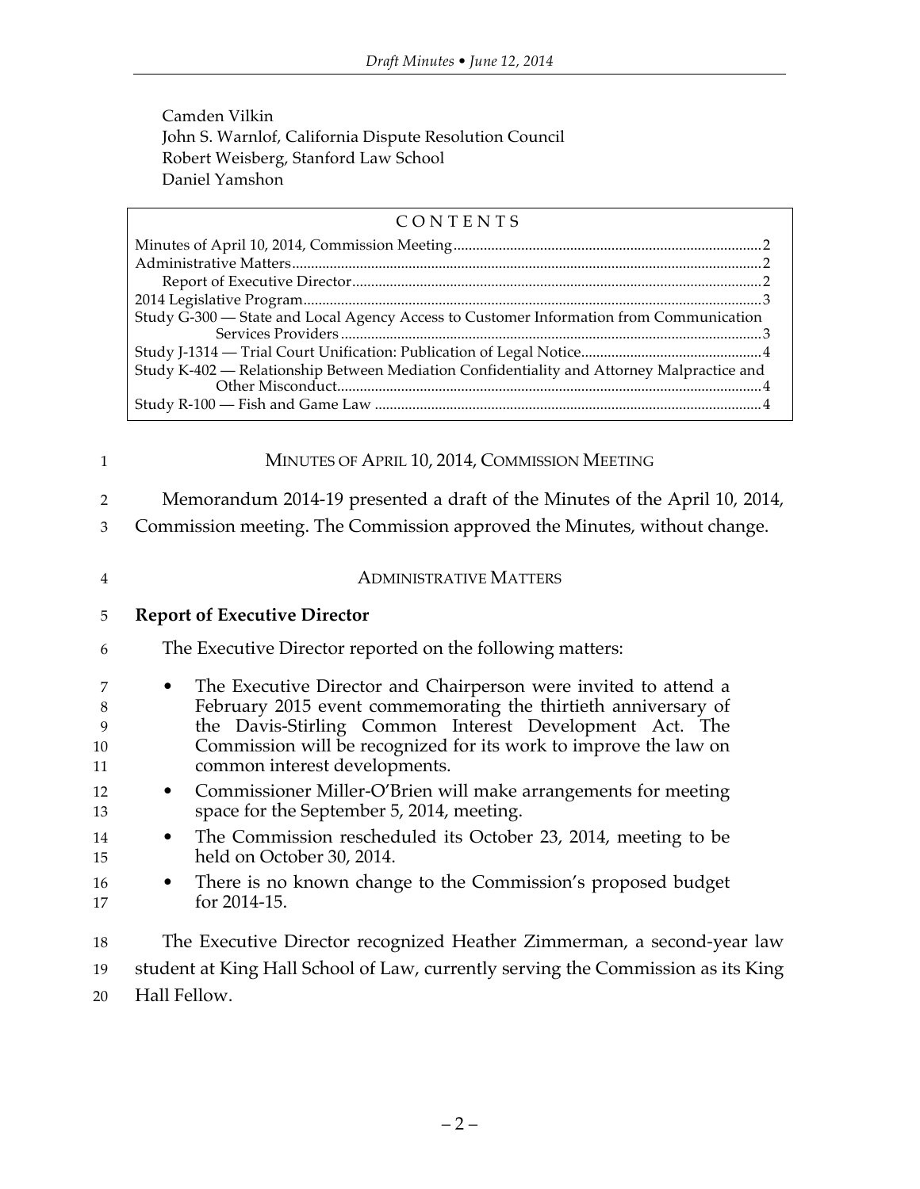Camden Vilkin
John S. Warnlof, California Dispute Resolution Council
Robert Weisberg, Stanford Law School
Daniel Yamshon

| CONTENTS | |
|---|---|
| Minutes of April 10, 2014, Commission Meeting | 2 |
| Administrative Matters | 2 |
| Report of Executive Director | 2 |
| 2014 Legislative Program | 3 |
| Study G-300 — State and Local Agency Access to Customer Information from Communication Services Providers | 3 |
| Study J-1314 — Trial Court Unification: Publication of Legal Notice | 4 |
| Study K-402 — Relationship Between Mediation Confidentiality and Attorney Malpractice and Other Misconduct | 4 |
| Study R-100 — Fish and Game Law | 4 |

## MINUTES OF APRIL 10, 2014, COMMISSION MEETING

Memorandum 2014-19 presented a draft of the Minutes of the April 10, 2014, Commission meeting. The Commission approved the Minutes, without change.

## ADMINISTRATIVE MATTERS

### Report of Executive Director

The Executive Director reported on the following matters:

- The Executive Director and Chairperson were invited to attend a February 2015 event commemorating the thirtieth anniversary of the Davis-Stirling Common Interest Development Act. The Commission will be recognized for its work to improve the law on common interest developments.
- Commissioner Miller-O'Brien will make arrangements for meeting space for the September 5, 2014, meeting.
- The Commission rescheduled its October 23, 2014, meeting to be held on October 30, 2014.
- There is no known change to the Commission's proposed budget for 2014-15.

The Executive Director recognized Heather Zimmerman, a second-year law student at King Hall School of Law, currently serving the Commission as its King Hall Fellow.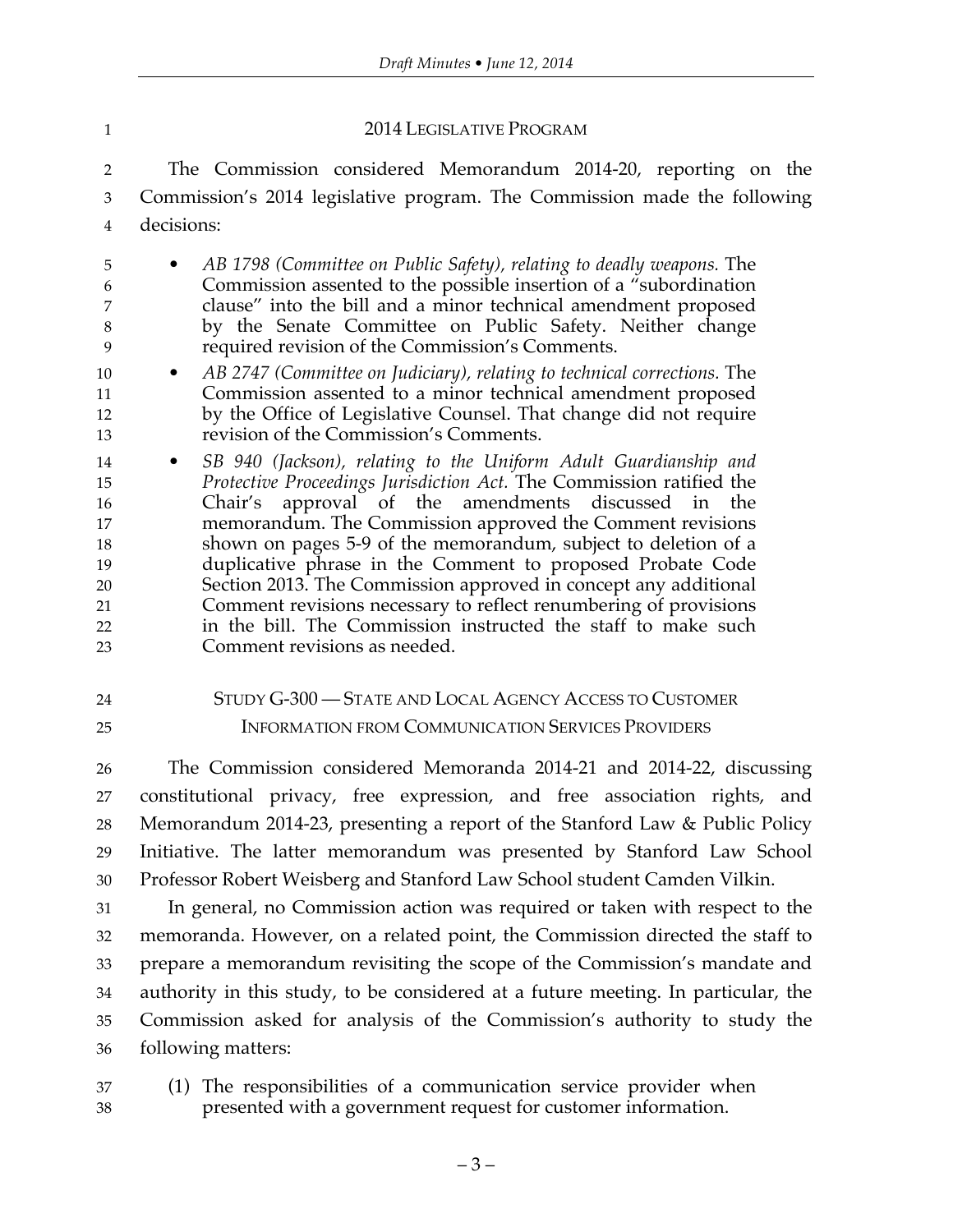## 2014 LEGISLATIVE PROGRAM

The Commission considered Memorandum 2014-20, reporting on the Commission's 2014 legislative program. The Commission made the following decisions:

- *AB 1798 (Committee on Public Safety), relating to deadly weapons.* The Commission assented to the possible insertion of a "subordination clause" into the bill and a minor technical amendment proposed by the Senate Committee on Public Safety. Neither change required revision of the Commission's Comments.
- *AB 2747 (Committee on Judiciary), relating to technical corrections.* The Commission assented to a minor technical amendment proposed by the Office of Legislative Counsel. That change did not require revision of the Commission's Comments.
- *SB 940 (Jackson), relating to the Uniform Adult Guardianship and Protective Proceedings Jurisdiction Act.* The Commission ratified the Chair's approval of the amendments discussed in the memorandum. The Commission approved the Comment revisions shown on pages 5-9 of the memorandum, subject to deletion of a duplicative phrase in the Comment to proposed Probate Code Section 2013. The Commission approved in concept any additional Comment revisions necessary to reflect renumbering of provisions in the bill. The Commission instructed the staff to make such Comment revisions as needed.

## STUDY G-300 — STATE AND LOCAL AGENCY ACCESS TO CUSTOMER INFORMATION FROM COMMUNICATION SERVICES PROVIDERS

The Commission considered Memoranda 2014-21 and 2014-22, discussing constitutional privacy, free expression, and free association rights, and Memorandum 2014-23, presenting a report of the Stanford Law & Public Policy Initiative. The latter memorandum was presented by Stanford Law School Professor Robert Weisberg and Stanford Law School student Camden Vilkin.

In general, no Commission action was required or taken with respect to the memoranda. However, on a related point, the Commission directed the staff to prepare a memorandum revisiting the scope of the Commission's mandate and authority in this study, to be considered at a future meeting. In particular, the Commission asked for analysis of the Commission's authority to study the following matters:

(1) The responsibilities of a communication service provider when presented with a government request for customer information.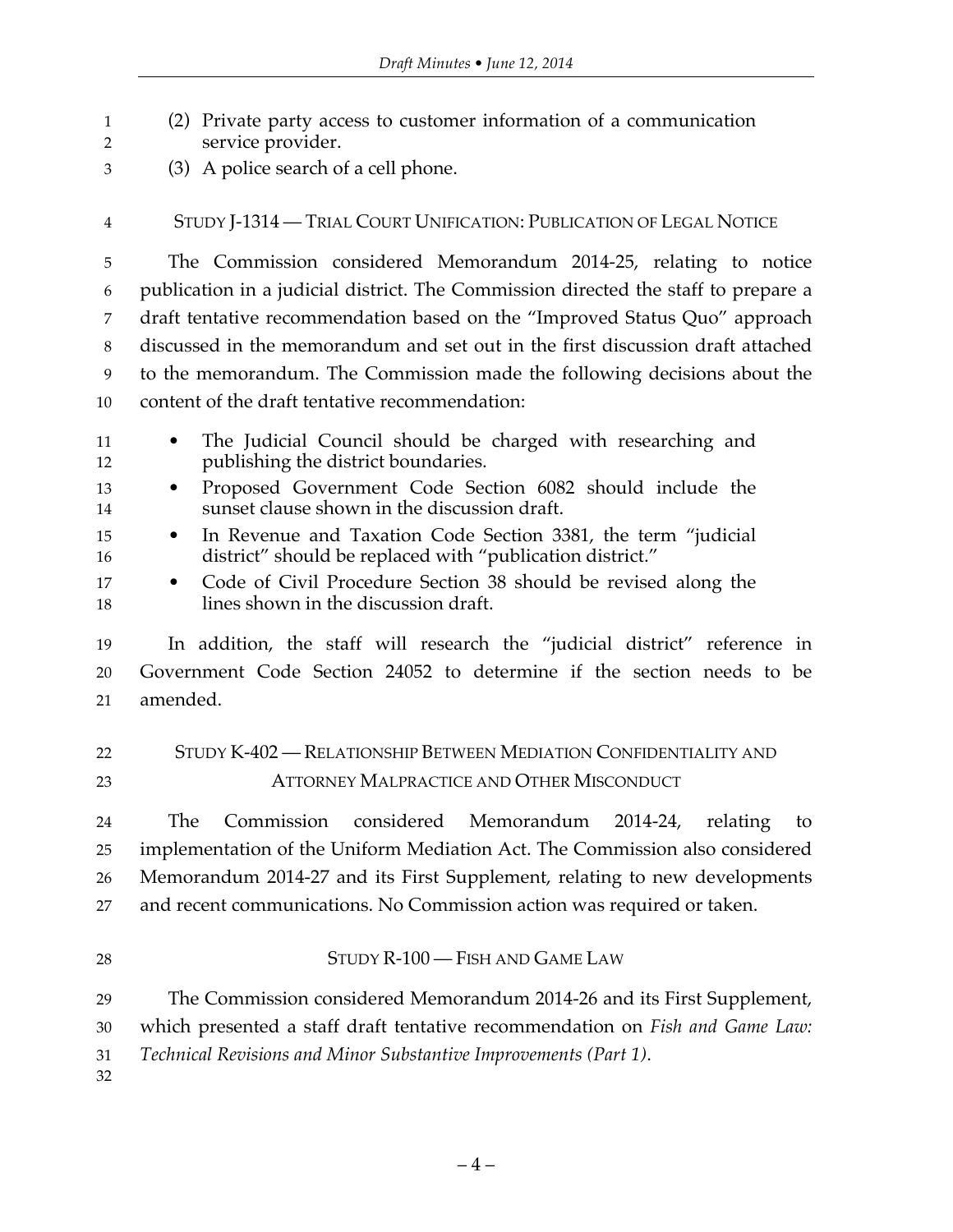(2) Private party access to customer information of a communication service provider.

(3) A police search of a cell phone.

## STUDY J-1314 — TRIAL COURT UNIFICATION: PUBLICATION OF LEGAL NOTICE

The Commission considered Memorandum 2014-25, relating to notice publication in a judicial district. The Commission directed the staff to prepare a draft tentative recommendation based on the "Improved Status Quo" approach discussed in the memorandum and set out in the first discussion draft attached to the memorandum. The Commission made the following decisions about the content of the draft tentative recommendation:

- The Judicial Council should be charged with researching and publishing the district boundaries.
- Proposed Government Code Section 6082 should include the sunset clause shown in the discussion draft.
- In Revenue and Taxation Code Section 3381, the term "judicial district" should be replaced with "publication district."
- Code of Civil Procedure Section 38 should be revised along the lines shown in the discussion draft.

In addition, the staff will research the "judicial district" reference in Government Code Section 24052 to determine if the section needs to be amended.

## STUDY K-402 — RELATIONSHIP BETWEEN MEDIATION CONFIDENTIALITY AND ATTORNEY MALPRACTICE AND OTHER MISCONDUCT

The Commission considered Memorandum 2014-24, relating to implementation of the Uniform Mediation Act. The Commission also considered Memorandum 2014-27 and its First Supplement, relating to new developments and recent communications. No Commission action was required or taken.

## STUDY R-100 — FISH AND GAME LAW

The Commission considered Memorandum 2014-26 and its First Supplement, which presented a staff draft tentative recommendation on *Fish and Game Law: Technical Revisions and Minor Substantive Improvements (Part 1)*.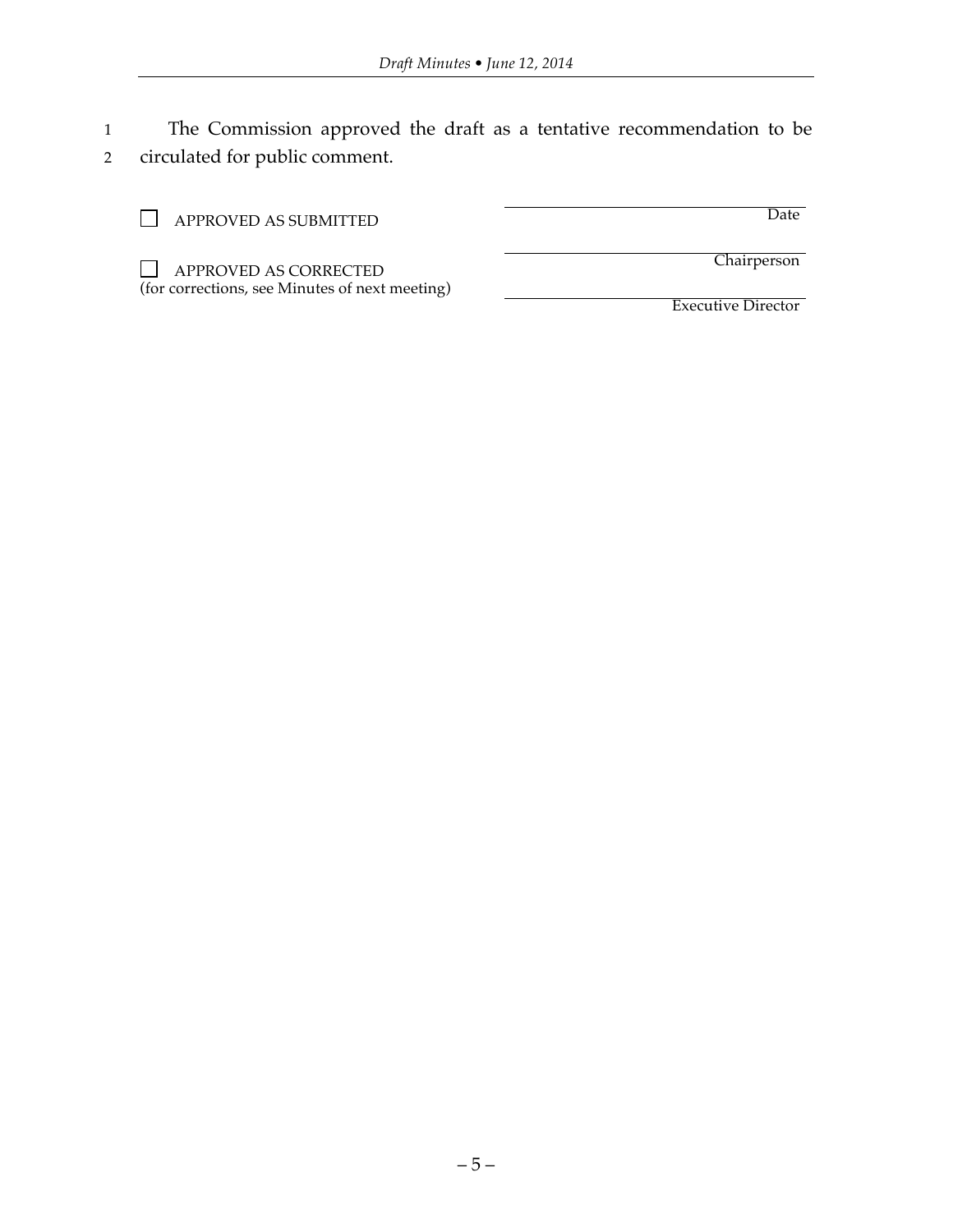The Commission approved the draft as a tentative recommendation to be circulated for public comment.

☐ APPROVED AS SUBMITTED

☐ APPROVED AS CORRECTED
(for corrections, see Minutes of next meeting)

______________________________
Date

______________________________
Chairperson

______________________________
Executive Director